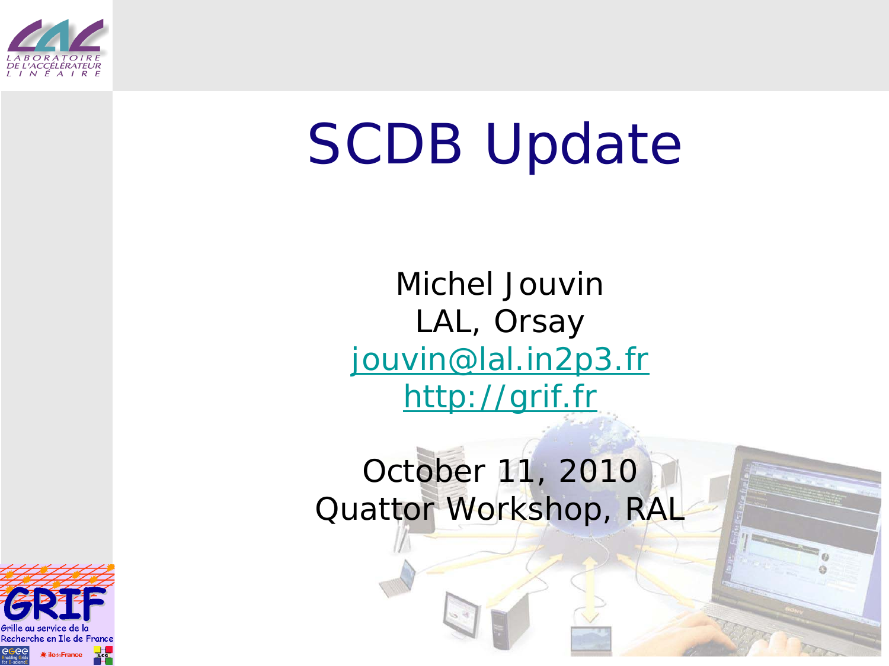# SCDB Update

Michel Jouvin
LAL, Orsay
jouvin@lal.in2p3.fr
http://grif.fr

October 11, 2010
Quattor Workshop, RAL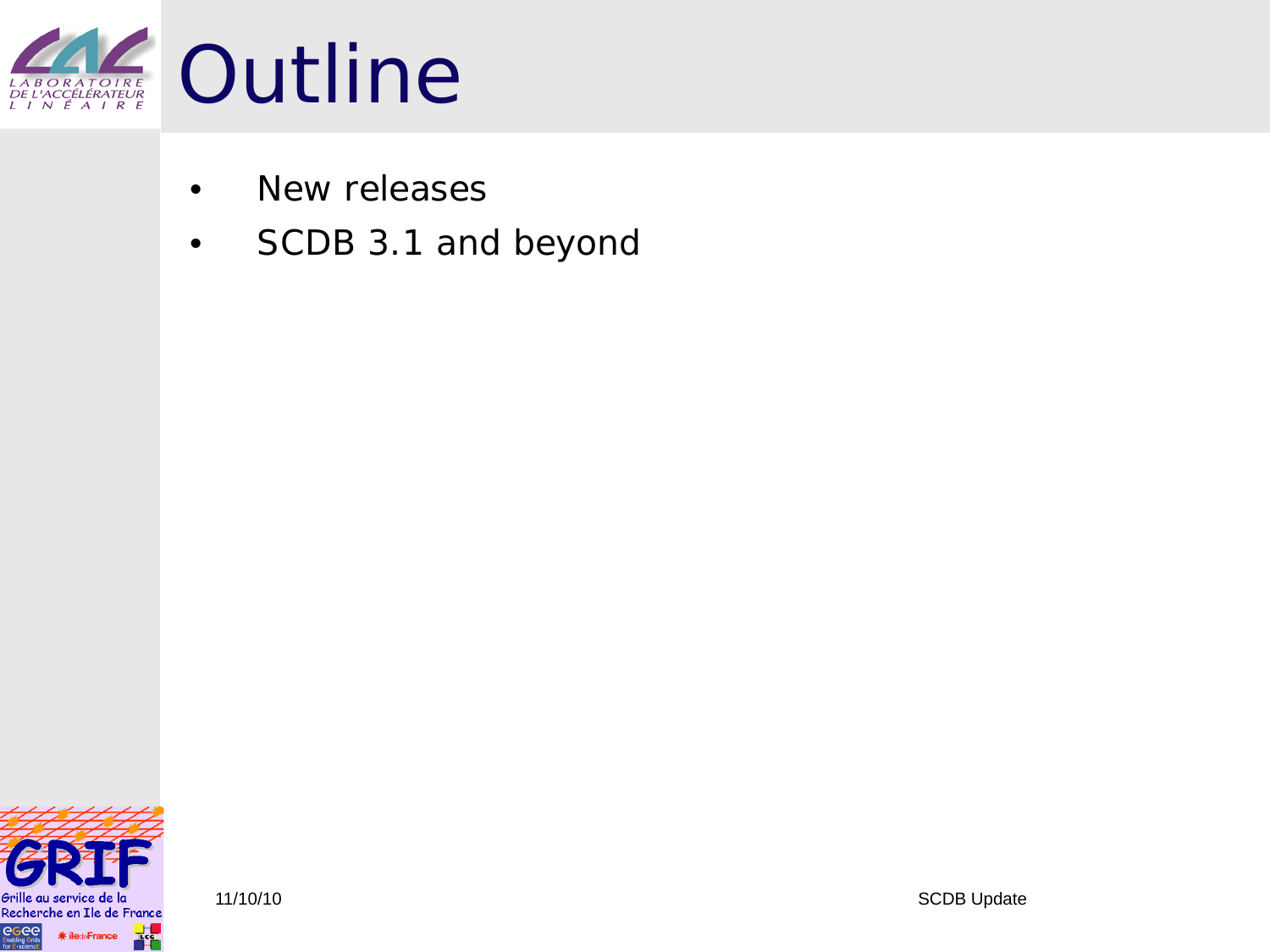# Outline

- New releases
- SCDB 3.1 and beyond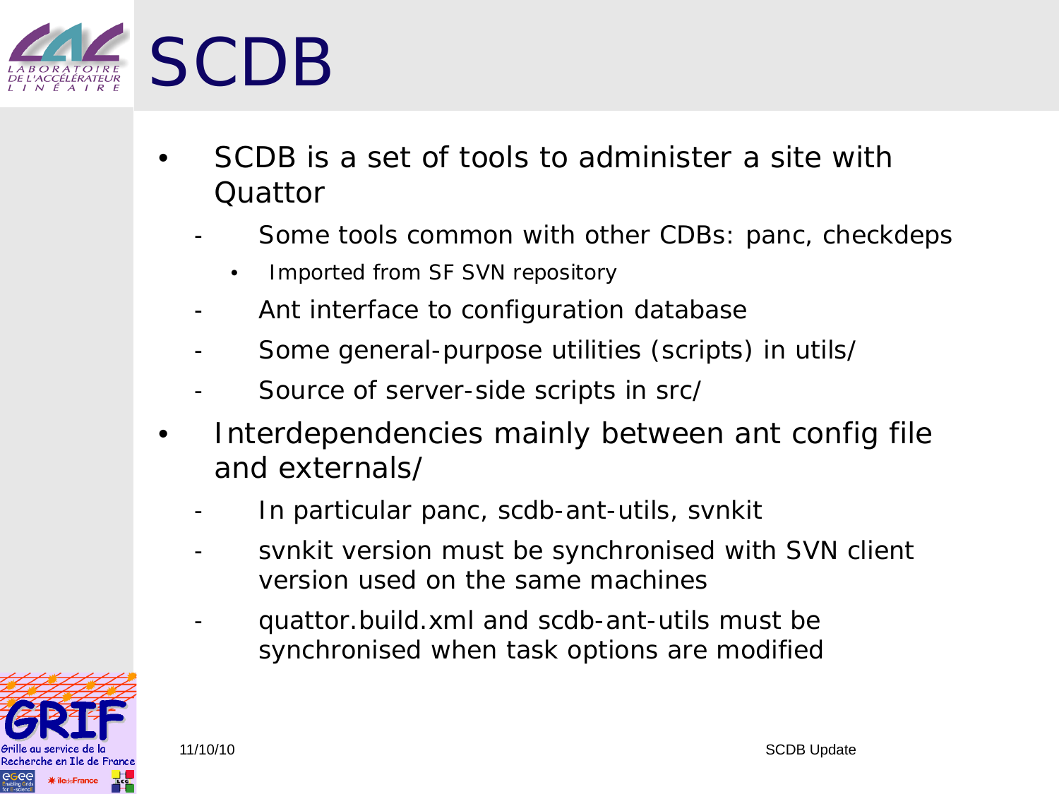# SCDB

- SCDB is a set of tools to administer a site with Quattor
  - Some tools common with other CDBs: panc, checkdeps
    - Imported from SF SVN repository
  - Ant interface to configuration database
  - Some general-purpose utilities (scripts) in utils/
  - Source of server-side scripts in src/
- Interdependencies mainly between ant config file and externals/
  - In particular panc, scdb-ant-utils, svnkit
  - svnkit version must be synchronised with SVN client version used on the same machines
  - quattor.build.xml and scdb-ant-utils must be synchronised when task options are modified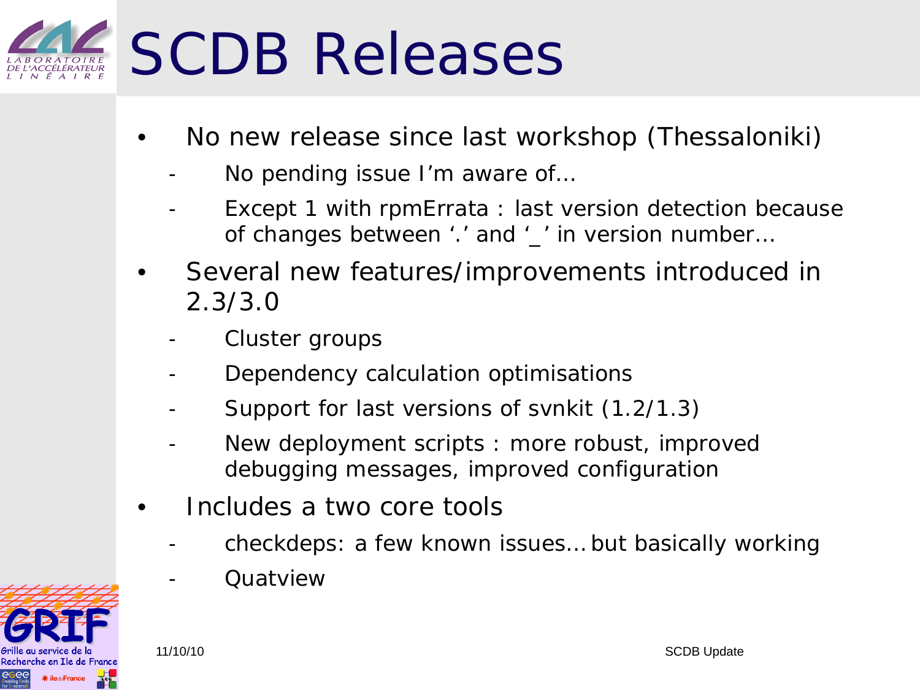# SCDB Releases

- No new release since last workshop (Thessaloniki)
  - No pending issue I'm aware of…
  - Except 1 with rpmErrata : last version detection because of changes between '.' and '_' in version number…
- Several new features/improvements introduced in 2.3/3.0
  - Cluster groups
  - Dependency calculation optimisations
  - Support for last versions of svnkit (1.2/1.3)
  - New deployment scripts : more robust, improved debugging messages, improved configuration
- Includes a two core tools
  - checkdeps: a few known issues… but basically working
  - Quatview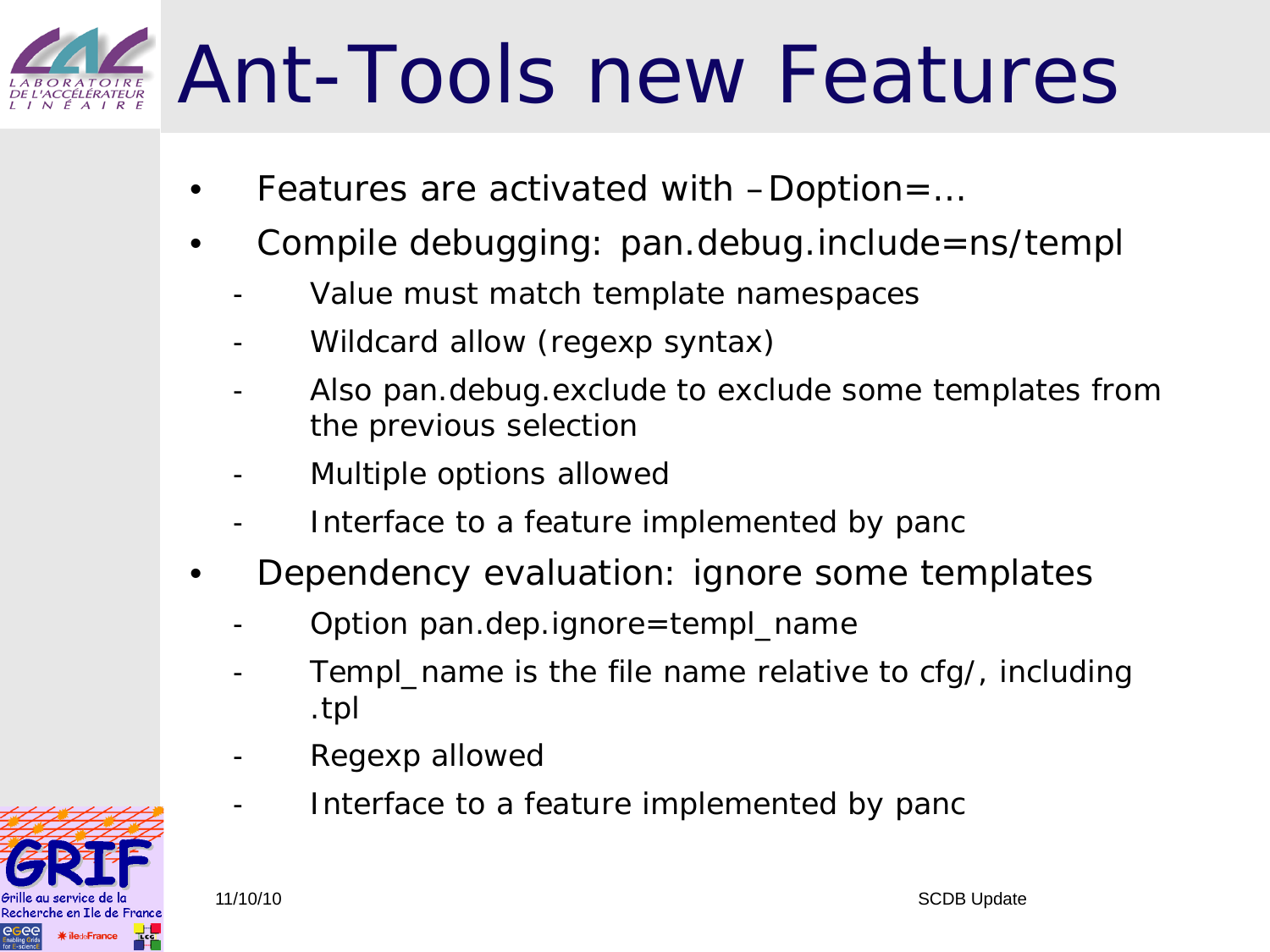# Ant-Tools new Features

- Features are activated with –Doption=…
- Compile debugging: pan.debug.include=ns/templ
  - Value must match template namespaces
  - Wildcard allow (regexp syntax)
  - Also pan.debug.exclude to exclude some templates from the previous selection
  - Multiple options allowed
  - Interface to a feature implemented by panc
- Dependency evaluation: ignore some templates
  - Option pan.dep.ignore=templ_name
  - Templ_name is the file name relative to cfg/, including .tpl
  - Regexp allowed
  - Interface to a feature implemented by panc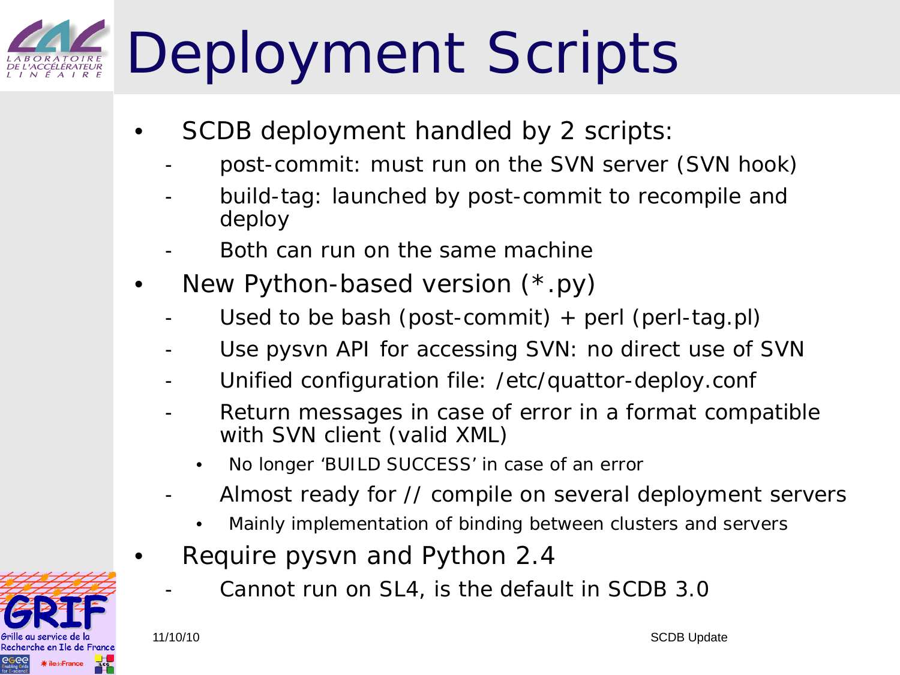# Deployment Scripts

- SCDB deployment handled by 2 scripts:
  - post-commit: must run on the SVN server (SVN hook)
  - build-tag: launched by post-commit to recompile and deploy
  - Both can run on the same machine
- New Python-based version (*.py)
  - Used to be bash (post-commit) + perl (perl-tag.pl)
  - Use pysvn API for accessing SVN: no direct use of SVN
  - Unified configuration file: /etc/quattor-deploy.conf
  - Return messages in case of error in a format compatible with SVN client (valid XML)
    - No longer 'BUILD SUCCESS' in case of an error
  - Almost ready for // compile on several deployment servers
    - Mainly implementation of binding between clusters and servers
- Require pysvn and Python 2.4
  - Cannot run on SL4, is the default in SCDB 3.0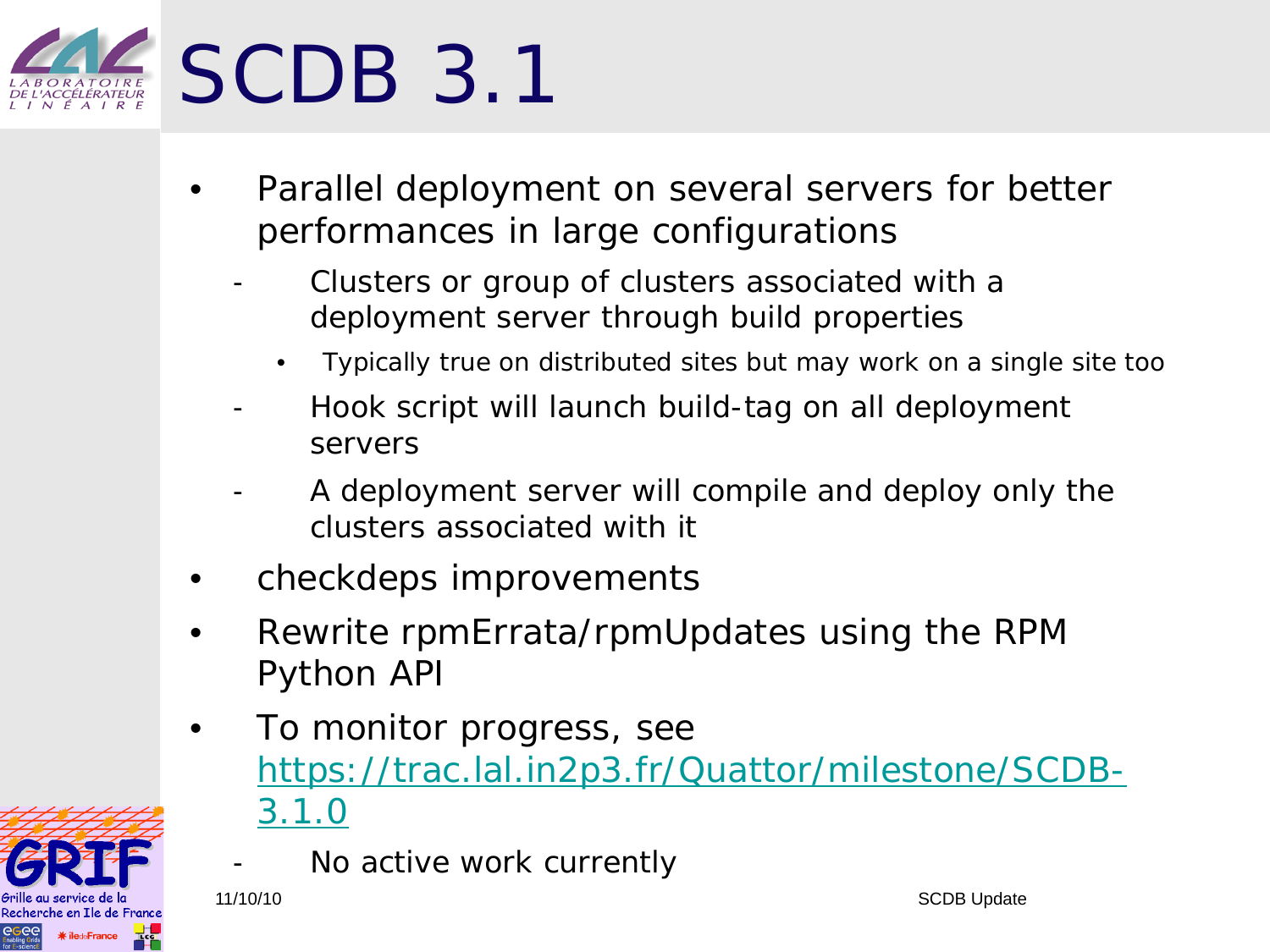# SCDB 3.1

- Parallel deployment on several servers for better performances in large configurations
  - Clusters or group of clusters associated with a deployment server through build properties
    - Typically true on distributed sites but may work on a single site too
  - Hook script will launch build-tag on all deployment servers
  - A deployment server will compile and deploy only the clusters associated with it
- checkdeps improvements
- Rewrite rpmErrata/rpmUpdates using the RPM Python API
- To monitor progress, see https://trac.lal.in2p3.fr/Quattor/milestone/SCDB-3.1.0
  - No active work currently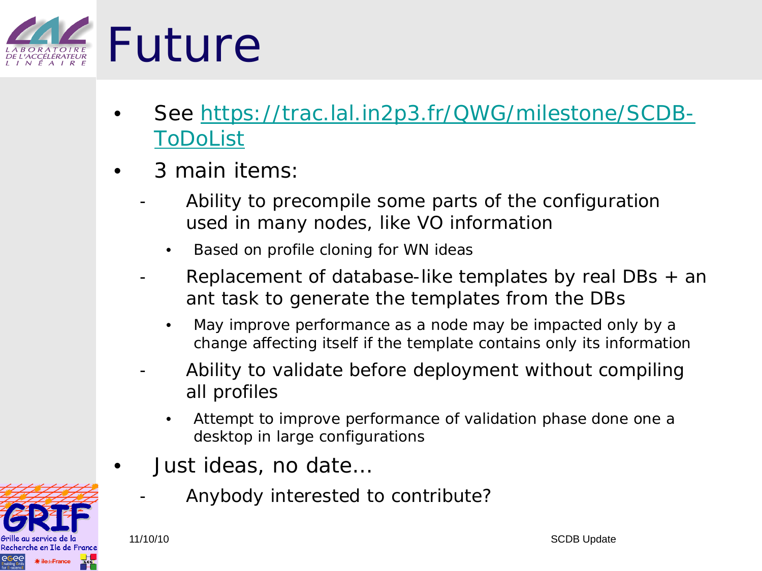# Future

- See [https://trac.lal.in2p3.fr/QWG/milestone/SCDB-ToDoList](https://trac.lal.in2p3.fr/QWG/milestone/SCDB-ToDoList)
- 3 main items:
  - Ability to precompile some parts of the configuration used in many nodes, like VO information
    - Based on profile cloning for WN ideas
  - Replacement of database-like templates by real DBs + an ant task to generate the templates from the DBs
    - May improve performance as a node may be impacted only by a change affecting itself if the template contains only its information
  - Ability to validate before deployment without compiling all profiles
    - Attempt to improve performance of validation phase done one a desktop in large configurations
- Just ideas, no date…
  - Anybody interested to contribute?